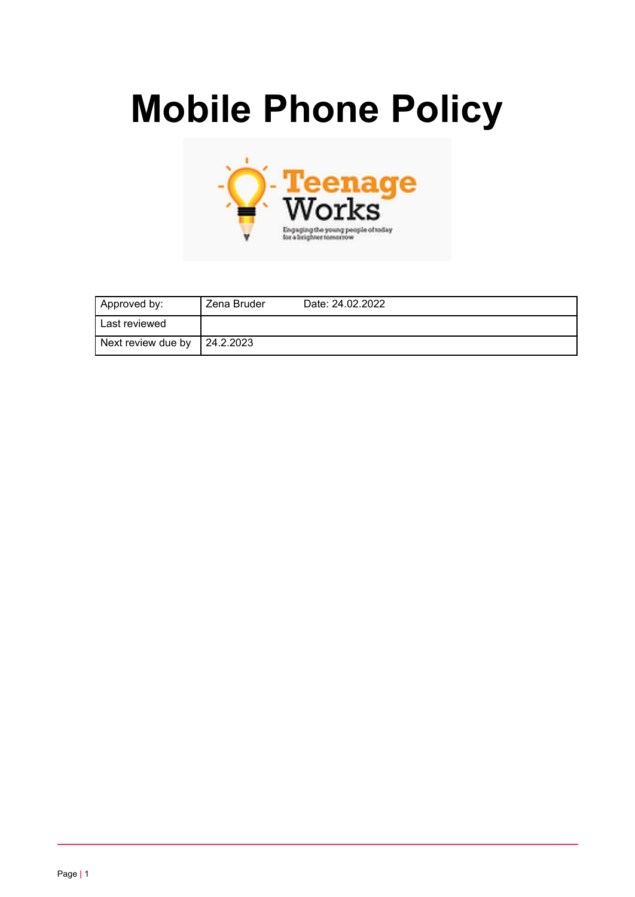# Mobile Phone Policy

| Approved by: | Zena Bruder | Date: 24.02.2022 |
|---|---|---|
| Last reviewed | | |
| Next review due by | 24.2.2023 | |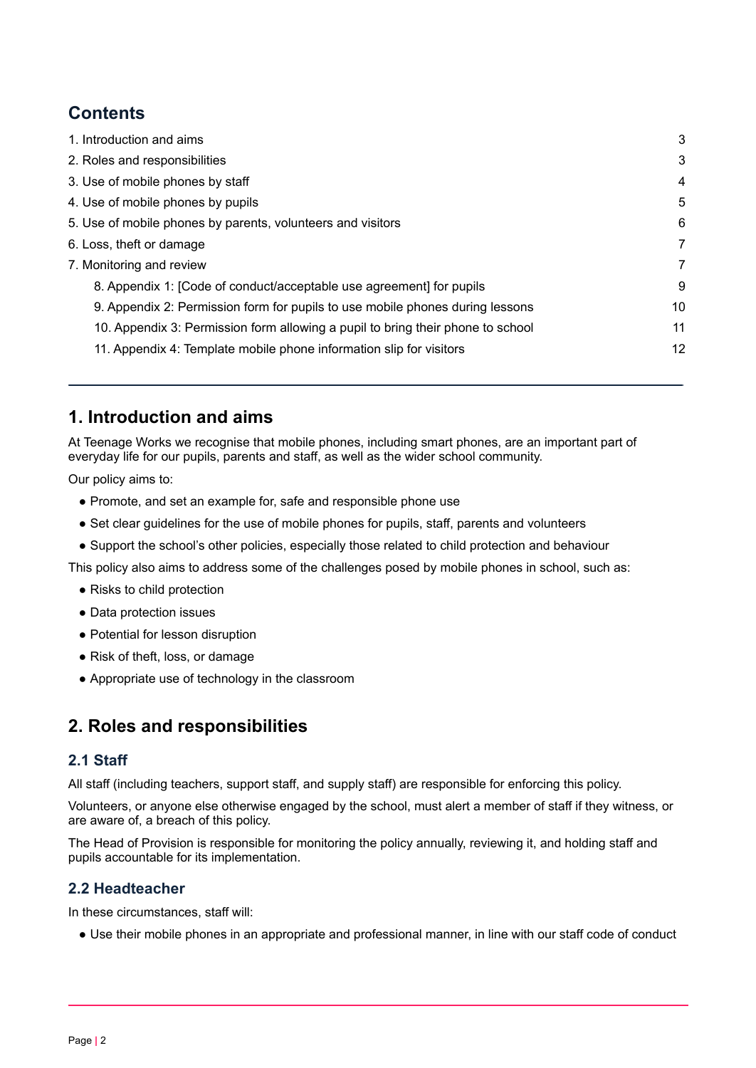## Contents

| | |
|---|---|
| 1. Introduction and aims | 3 |
| 2. Roles and responsibilities | 3 |
| 3. Use of mobile phones by staff | 4 |
| 4. Use of mobile phones by pupils | 5 |
| 5. Use of mobile phones by parents, volunteers and visitors | 6 |
| 6. Loss, theft or damage | 7 |
| 7. Monitoring and review | 7 |
| 8. Appendix 1: [Code of conduct/acceptable use agreement] for pupils | 9 |
| 9. Appendix 2: Permission form for pupils to use mobile phones during lessons | 10 |
| 10. Appendix 3: Permission form allowing a pupil to bring their phone to school | 11 |
| 11. Appendix 4: Template mobile phone information slip for visitors | 12 |

---

## 1. Introduction and aims

At Teenage Works we recognise that mobile phones, including smart phones, are an important part of everyday life for our pupils, parents and staff, as well as the wider school community.

Our policy aims to:

- Promote, and set an example for, safe and responsible phone use
- Set clear guidelines for the use of mobile phones for pupils, staff, parents and volunteers
- Support the school's other policies, especially those related to child protection and behaviour

This policy also aims to address some of the challenges posed by mobile phones in school, such as:

- Risks to child protection
- Data protection issues
- Potential for lesson disruption
- Risk of theft, loss, or damage
- Appropriate use of technology in the classroom

## 2. Roles and responsibilities

### 2.1 Staff

All staff (including teachers, support staff, and supply staff) are responsible for enforcing this policy.

Volunteers, or anyone else otherwise engaged by the school, must alert a member of staff if they witness, or are aware of, a breach of this policy.

The Head of Provision is responsible for monitoring the policy annually, reviewing it, and holding staff and pupils accountable for its implementation.

### 2.2 Headteacher

In these circumstances, staff will:

- Use their mobile phones in an appropriate and professional manner, in line with our staff code of conduct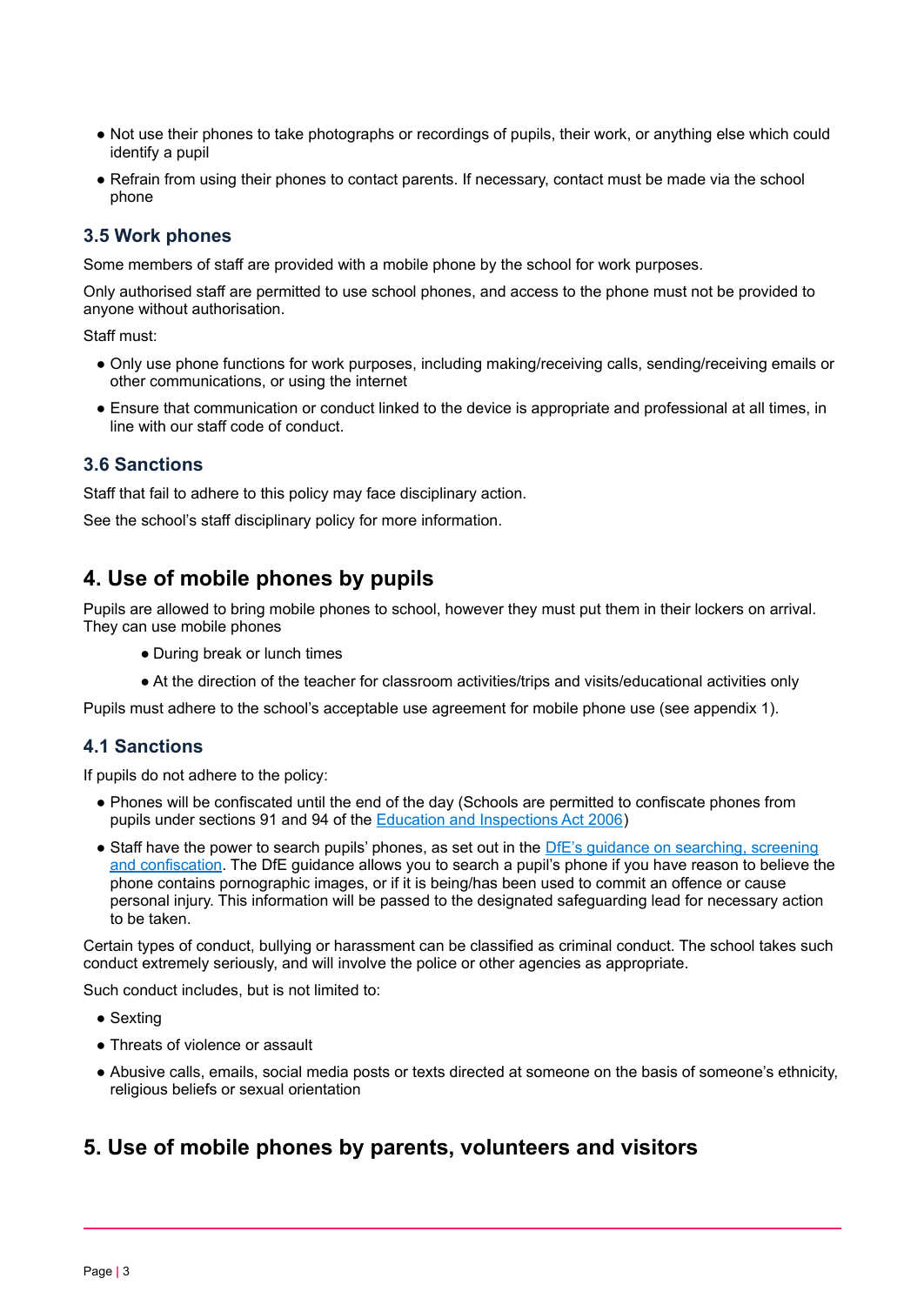- Not use their phones to take photographs or recordings of pupils, their work, or anything else which could identify a pupil
- Refrain from using their phones to contact parents. If necessary, contact must be made via the school phone

### 3.5 Work phones

Some members of staff are provided with a mobile phone by the school for work purposes.

Only authorised staff are permitted to use school phones, and access to the phone must not be provided to anyone without authorisation.

Staff must:

- Only use phone functions for work purposes, including making/receiving calls, sending/receiving emails or other communications, or using the internet
- Ensure that communication or conduct linked to the device is appropriate and professional at all times, in line with our staff code of conduct.

### 3.6 Sanctions

Staff that fail to adhere to this policy may face disciplinary action.

See the school's staff disciplinary policy for more information.

## 4. Use of mobile phones by pupils

Pupils are allowed to bring mobile phones to school, however they must put them in their lockers on arrival. They can use mobile phones

- During break or lunch times
- At the direction of the teacher for classroom activities/trips and visits/educational activities only

Pupils must adhere to the school's acceptable use agreement for mobile phone use (see appendix 1).

### 4.1 Sanctions

If pupils do not adhere to the policy:

- Phones will be confiscated until the end of the day (Schools are permitted to confiscate phones from pupils under sections 91 and 94 of the Education and Inspections Act 2006)
- Staff have the power to search pupils' phones, as set out in the DfE's guidance on searching, screening and confiscation. The DfE guidance allows you to search a pupil's phone if you have reason to believe the phone contains pornographic images, or if it is being/has been used to commit an offence or cause personal injury. This information will be passed to the designated safeguarding lead for necessary action to be taken.

Certain types of conduct, bullying or harassment can be classified as criminal conduct. The school takes such conduct extremely seriously, and will involve the police or other agencies as appropriate.

Such conduct includes, but is not limited to:

- Sexting
- Threats of violence or assault
- Abusive calls, emails, social media posts or texts directed at someone on the basis of someone's ethnicity, religious beliefs or sexual orientation

## 5. Use of mobile phones by parents, volunteers and visitors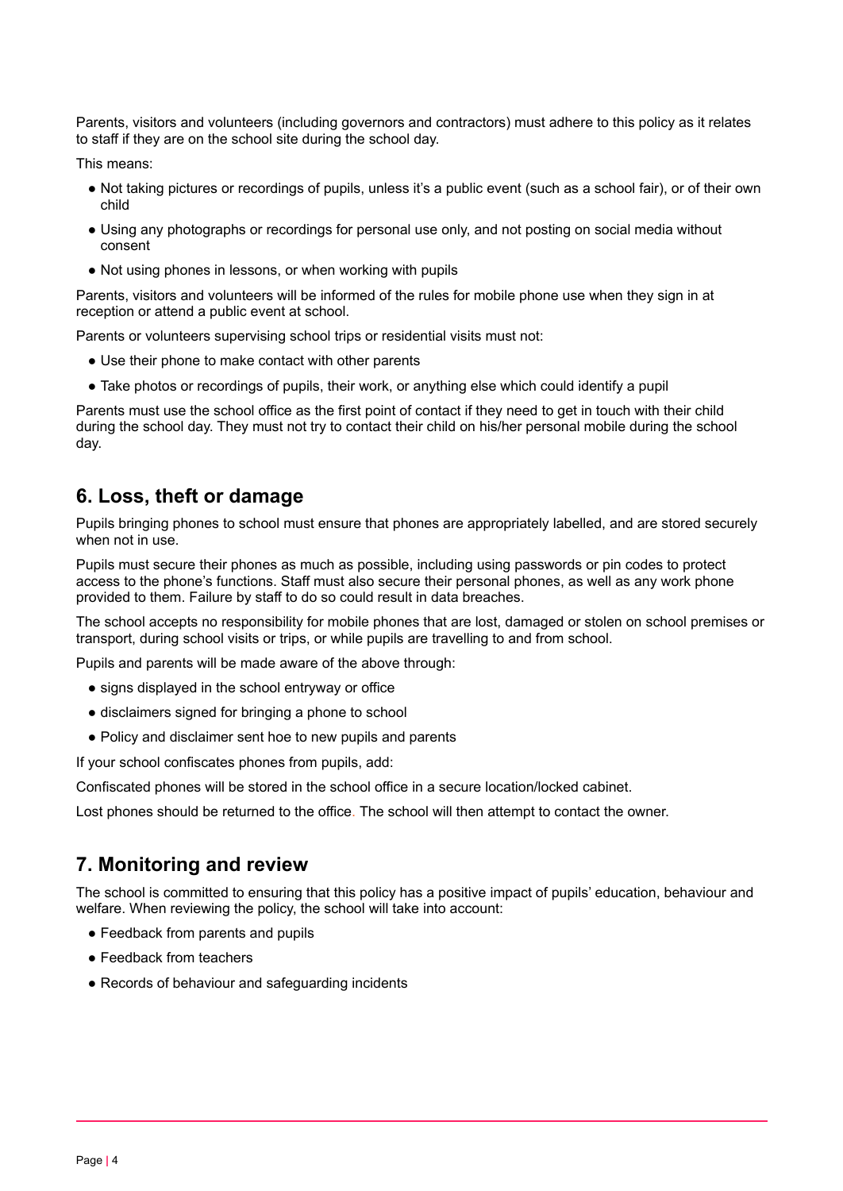Parents, visitors and volunteers (including governors and contractors) must adhere to this policy as it relates to staff if they are on the school site during the school day.

This means:

- Not taking pictures or recordings of pupils, unless it's a public event (such as a school fair), or of their own child
- Using any photographs or recordings for personal use only, and not posting on social media without consent
- Not using phones in lessons, or when working with pupils

Parents, visitors and volunteers will be informed of the rules for mobile phone use when they sign in at reception or attend a public event at school.

Parents or volunteers supervising school trips or residential visits must not:

- Use their phone to make contact with other parents
- Take photos or recordings of pupils, their work, or anything else which could identify a pupil

Parents must use the school office as the first point of contact if they need to get in touch with their child during the school day. They must not try to contact their child on his/her personal mobile during the school day.

## 6. Loss, theft or damage

Pupils bringing phones to school must ensure that phones are appropriately labelled, and are stored securely when not in use.

Pupils must secure their phones as much as possible, including using passwords or pin codes to protect access to the phone's functions. Staff must also secure their personal phones, as well as any work phone provided to them. Failure by staff to do so could result in data breaches.

The school accepts no responsibility for mobile phones that are lost, damaged or stolen on school premises or transport, during school visits or trips, or while pupils are travelling to and from school.

Pupils and parents will be made aware of the above through:

- signs displayed in the school entryway or office
- disclaimers signed for bringing a phone to school
- Policy and disclaimer sent hoe to new pupils and parents

If your school confiscates phones from pupils, add:

Confiscated phones will be stored in the school office in a secure location/locked cabinet.

Lost phones should be returned to the office. The school will then attempt to contact the owner.

## 7. Monitoring and review

The school is committed to ensuring that this policy has a positive impact of pupils' education, behaviour and welfare. When reviewing the policy, the school will take into account:

- Feedback from parents and pupils
- Feedback from teachers
- Records of behaviour and safeguarding incidents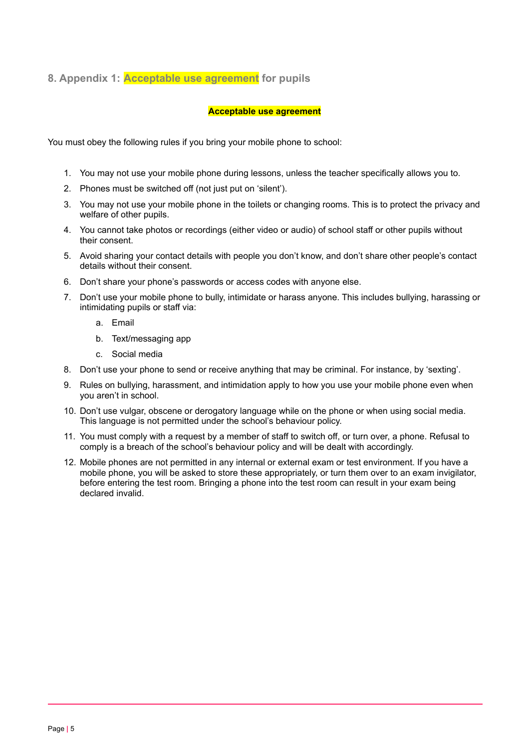## 8. Appendix 1: Acceptable use agreement for pupils

**Acceptable use agreement**

You must obey the following rules if you bring your mobile phone to school:

1. You may not use your mobile phone during lessons, unless the teacher specifically allows you to.
2. Phones must be switched off (not just put on 'silent').
3. You may not use your mobile phone in the toilets or changing rooms. This is to protect the privacy and welfare of other pupils.
4. You cannot take photos or recordings (either video or audio) of school staff or other pupils without their consent.
5. Avoid sharing your contact details with people you don't know, and don't share other people's contact details without their consent.
6. Don't share your phone's passwords or access codes with anyone else.
7. Don't use your mobile phone to bully, intimidate or harass anyone. This includes bullying, harassing or intimidating pupils or staff via:
    a. Email
    b. Text/messaging app
    c. Social media
8. Don't use your phone to send or receive anything that may be criminal. For instance, by 'sexting'.
9. Rules on bullying, harassment, and intimidation apply to how you use your mobile phone even when you aren't in school.
10. Don't use vulgar, obscene or derogatory language while on the phone or when using social media. This language is not permitted under the school's behaviour policy.
11. You must comply with a request by a member of staff to switch off, or turn over, a phone. Refusal to comply is a breach of the school's behaviour policy and will be dealt with accordingly.
12. Mobile phones are not permitted in any internal or external exam or test environment. If you have a mobile phone, you will be asked to store these appropriately, or turn them over to an exam invigilator, before entering the test room. Bringing a phone into the test room can result in your exam being declared invalid.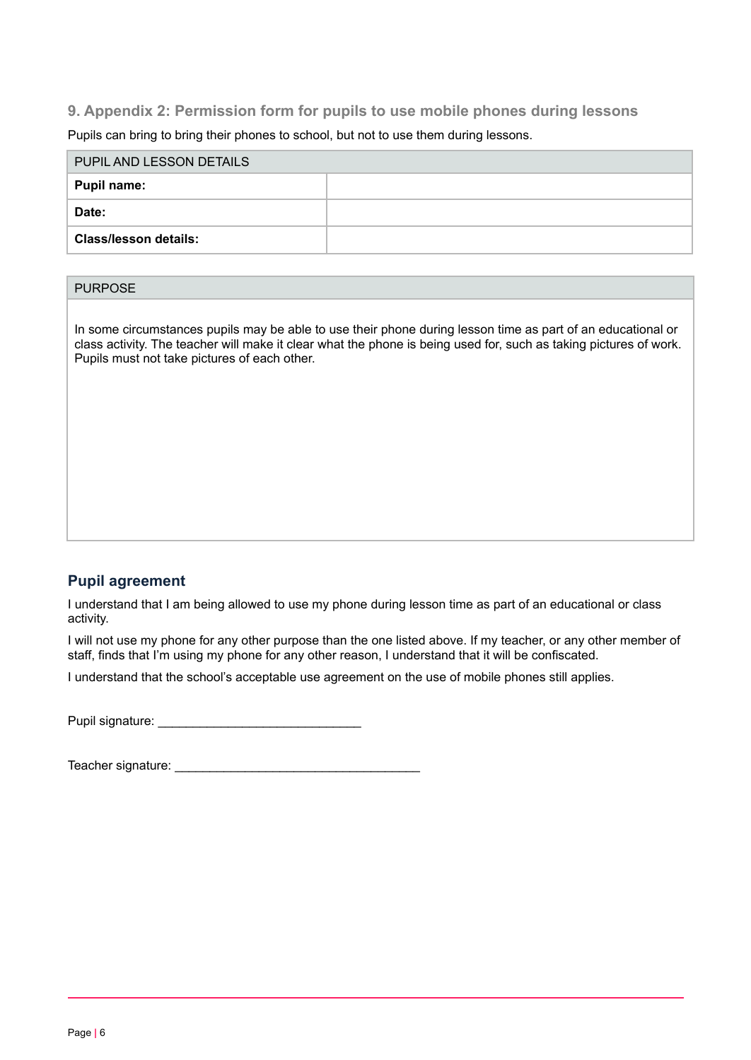## 9. Appendix 2: Permission form for pupils to use mobile phones during lessons

Pupils can bring to bring their phones to school, but not to use them during lessons.

| PUPIL AND LESSON DETAILS | |
|---|---|
| **Pupil name:** | |
| **Date:** | |
| **Class/lesson details:** | |

| PURPOSE |
|---|
| In some circumstances pupils may be able to use their phone during lesson time as part of an educational or class activity. The teacher will make it clear what the phone is being used for, such as taking pictures of work. Pupils must not take pictures of each other. |

### Pupil agreement

I understand that I am being allowed to use my phone during lesson time as part of an educational or class activity.

I will not use my phone for any other purpose than the one listed above. If my teacher, or any other member of staff, finds that I'm using my phone for any other reason, I understand that it will be confiscated.

I understand that the school's acceptable use agreement on the use of mobile phones still applies.

Pupil signature: _____________________________

Teacher signature: ___________________________________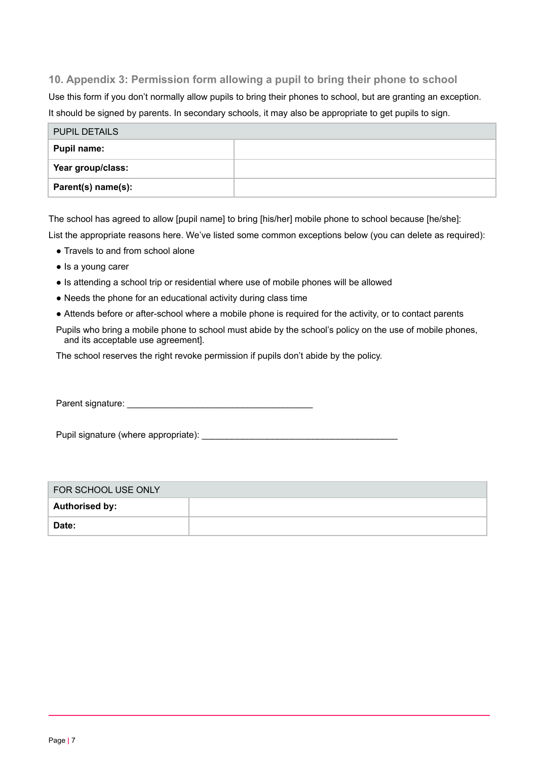## 10. Appendix 3: Permission form allowing a pupil to bring their phone to school

Use this form if you don't normally allow pupils to bring their phones to school, but are granting an exception.

It should be signed by parents. In secondary schools, it may also be appropriate to get pupils to sign.

| PUPIL DETAILS | |
|---|---|
| **Pupil name:** | |
| **Year group/class:** | |
| **Parent(s) name(s):** | |

The school has agreed to allow [pupil name] to bring [his/her] mobile phone to school because [he/she]:

List the appropriate reasons here. We've listed some common exceptions below (you can delete as required):

- Travels to and from school alone
- Is a young carer
- Is attending a school trip or residential where use of mobile phones will be allowed
- Needs the phone for an educational activity during class time
- Attends before or after-school where a mobile phone is required for the activity, or to contact parents

Pupils who bring a mobile phone to school must abide by the school's policy on the use of mobile phones, and its acceptable use agreement].

The school reserves the right revoke permission if pupils don't abide by the policy.

Parent signature: ______________________________________

Pupil signature (where appropriate): ________________________________________

| FOR SCHOOL USE ONLY | |
|---|---|
| **Authorised by:** | |
| **Date:** | |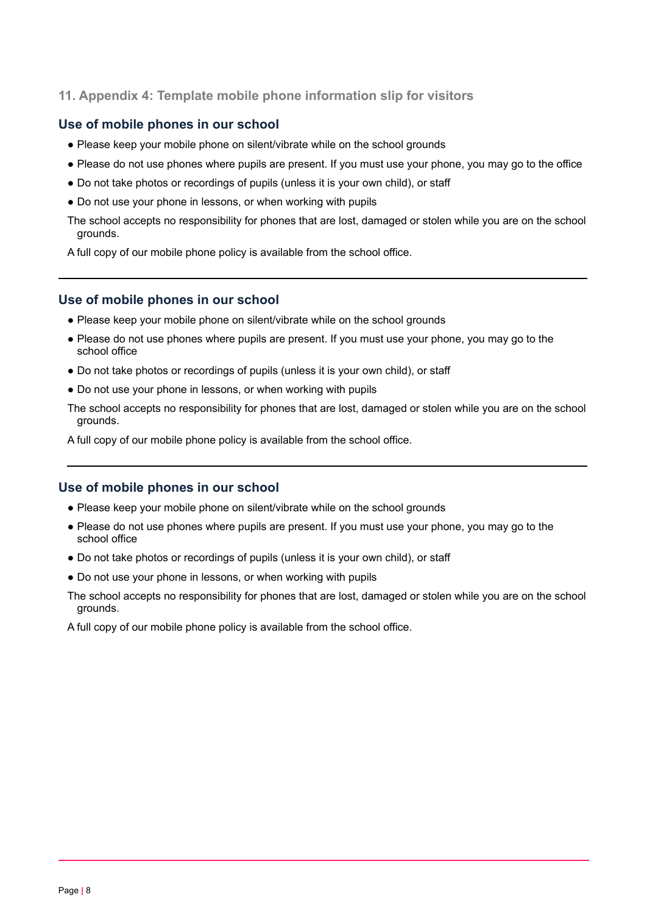## 11. Appendix 4: Template mobile phone information slip for visitors

### Use of mobile phones in our school

- Please keep your mobile phone on silent/vibrate while on the school grounds
- Please do not use phones where pupils are present. If you must use your phone, you may go to the office
- Do not take photos or recordings of pupils (unless it is your own child), or staff
- Do not use your phone in lessons, or when working with pupils

The school accepts no responsibility for phones that are lost, damaged or stolen while you are on the school grounds.

A full copy of our mobile phone policy is available from the school office.

---

### Use of mobile phones in our school

- Please keep your mobile phone on silent/vibrate while on the school grounds
- Please do not use phones where pupils are present. If you must use your phone, you may go to the school office
- Do not take photos or recordings of pupils (unless it is your own child), or staff
- Do not use your phone in lessons, or when working with pupils

The school accepts no responsibility for phones that are lost, damaged or stolen while you are on the school grounds.

A full copy of our mobile phone policy is available from the school office.

---

### Use of mobile phones in our school

- Please keep your mobile phone on silent/vibrate while on the school grounds
- Please do not use phones where pupils are present. If you must use your phone, you may go to the school office
- Do not take photos or recordings of pupils (unless it is your own child), or staff
- Do not use your phone in lessons, or when working with pupils

The school accepts no responsibility for phones that are lost, damaged or stolen while you are on the school grounds.

A full copy of our mobile phone policy is available from the school office.